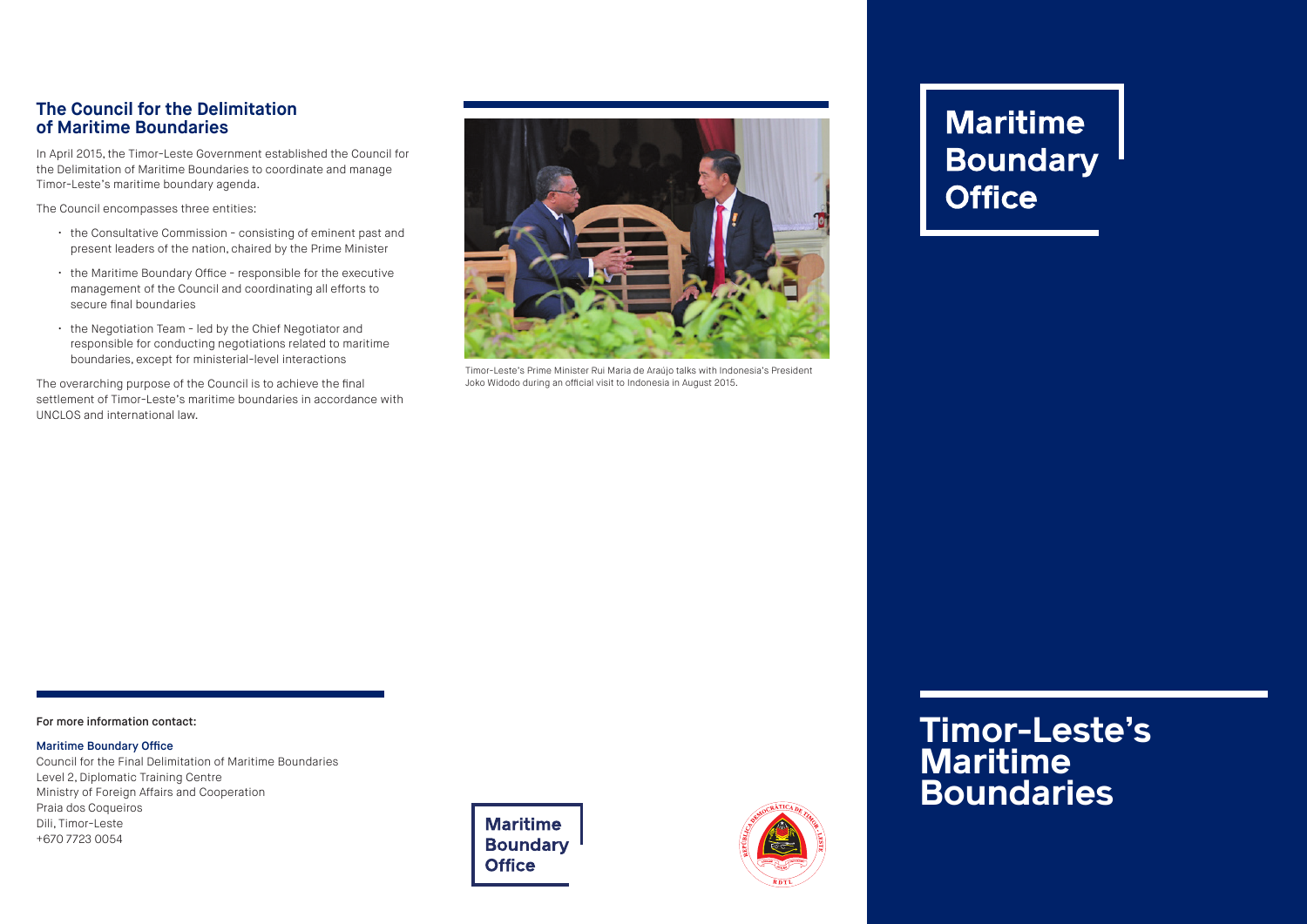## The Council for the Delimitation of Maritime Boundaries

In April 2015, the Timor-Leste Government established the Council for the Delimitation of Maritime Boundaries to coordinate and manage Timor-Leste's maritime boundary agenda.

The Council encompasses three entities:

- the Consultative Commission - consisting of eminent past and present leaders of the nation, chaired by the Prime Minister
- the Maritime Boundary Office - responsible for the executive management of the Council and coordinating all efforts to secure final boundaries
- the Negotiation Team - led by the Chief Negotiator and responsible for conducting negotiations related to maritime boundaries, except for ministerial-level interactions

The overarching purpose of the Council is to achieve the final settlement of Timor-Leste's maritime boundaries in accordance with UNCLOS and international law.

Timor-Leste's Prime Minister Rui Maria de Araújo talks with Indonesia's President Joko Widodo during an official visit to Indonesia in August 2015.

**For more information contact:**

**Maritime Boundary Office**
Council for the Final Delimitation of Maritime Boundaries
Level 2, Diplomatic Training Centre
Ministry of Foreign Affairs and Cooperation
Praia dos Coqueiros
Dili, Timor-Leste
+670 7723 0054

Maritime Boundary Office

# Maritime Boundary Office

# Timor-Leste's Maritime Boundaries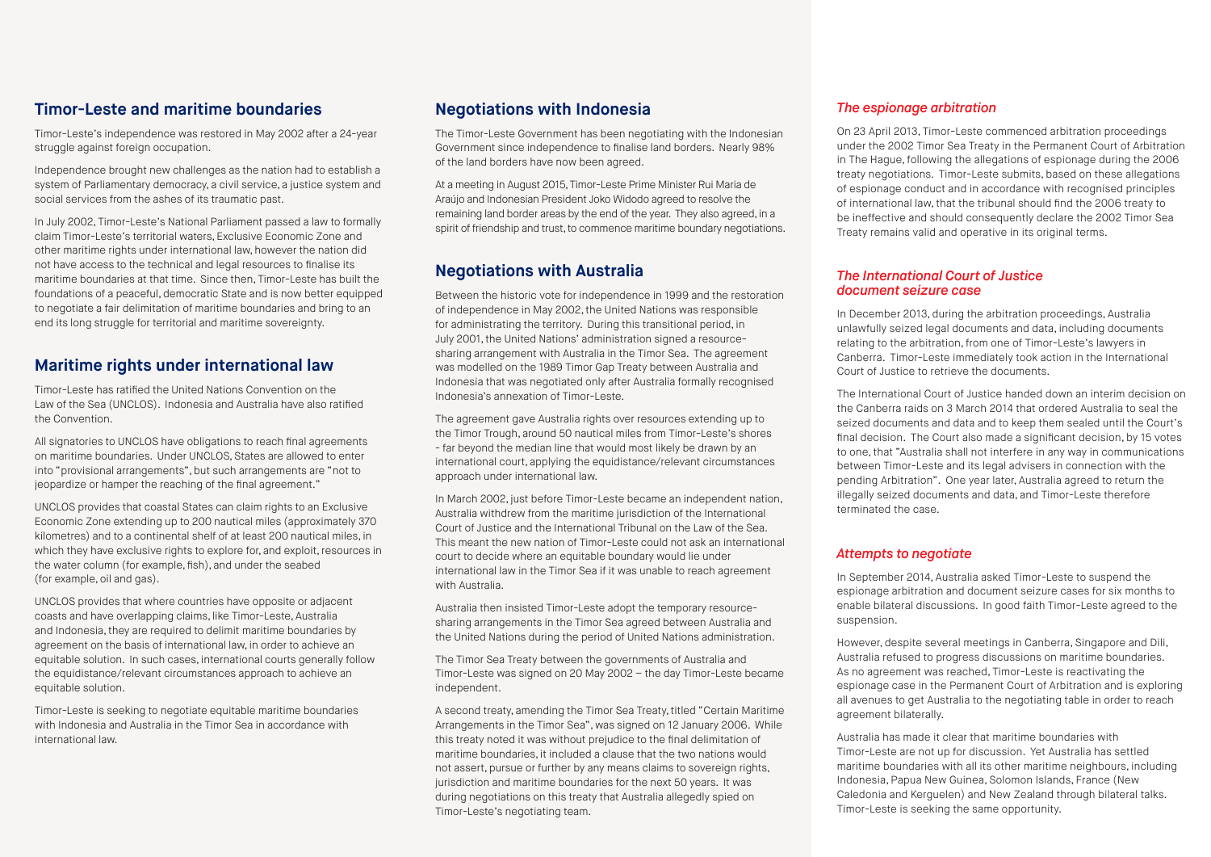## Timor-Leste and maritime boundaries

Timor-Leste's independence was restored in May 2002 after a 24-year struggle against foreign occupation.

Independence brought new challenges as the nation had to establish a system of Parliamentary democracy, a civil service, a justice system and social services from the ashes of its traumatic past.

In July 2002, Timor-Leste's National Parliament passed a law to formally claim Timor-Leste's territorial waters, Exclusive Economic Zone and other maritime rights under international law, however the nation did not have access to the technical and legal resources to finalise its maritime boundaries at that time. Since then, Timor-Leste has built the foundations of a peaceful, democratic State and is now better equipped to negotiate a fair delimitation of maritime boundaries and bring to an end its long struggle for territorial and maritime sovereignty.

## Maritime rights under international law

Timor-Leste has ratified the United Nations Convention on the Law of the Sea (UNCLOS). Indonesia and Australia have also ratified the Convention.

All signatories to UNCLOS have obligations to reach final agreements on maritime boundaries. Under UNCLOS, States are allowed to enter into "provisional arrangements", but such arrangements are "not to jeopardize or hamper the reaching of the final agreement."

UNCLOS provides that coastal States can claim rights to an Exclusive Economic Zone extending up to 200 nautical miles (approximately 370 kilometres) and to a continental shelf of at least 200 nautical miles, in which they have exclusive rights to explore for, and exploit, resources in the water column (for example, fish), and under the seabed (for example, oil and gas).

UNCLOS provides that where countries have opposite or adjacent coasts and have overlapping claims, like Timor-Leste, Australia and Indonesia, they are required to delimit maritime boundaries by agreement on the basis of international law, in order to achieve an equitable solution. In such cases, international courts generally follow the equidistance/relevant circumstances approach to achieve an equitable solution.

Timor-Leste is seeking to negotiate equitable maritime boundaries with Indonesia and Australia in the Timor Sea in accordance with international law.

## Negotiations with Indonesia

The Timor-Leste Government has been negotiating with the Indonesian Government since independence to finalise land borders. Nearly 98% of the land borders have now been agreed.

At a meeting in August 2015, Timor-Leste Prime Minister Rui Maria de Araújo and Indonesian President Joko Widodo agreed to resolve the remaining land border areas by the end of the year. They also agreed, in a spirit of friendship and trust, to commence maritime boundary negotiations.

## Negotiations with Australia

Between the historic vote for independence in 1999 and the restoration of independence in May 2002, the United Nations was responsible for administrating the territory. During this transitional period, in July 2001, the United Nations' administration signed a resource-sharing arrangement with Australia in the Timor Sea. The agreement was modelled on the 1989 Timor Gap Treaty between Australia and Indonesia that was negotiated only after Australia formally recognised Indonesia's annexation of Timor-Leste.

The agreement gave Australia rights over resources extending up to the Timor Trough, around 50 nautical miles from Timor-Leste's shores - far beyond the median line that would most likely be drawn by an international court, applying the equidistance/relevant circumstances approach under international law.

In March 2002, just before Timor-Leste became an independent nation, Australia withdrew from the maritime jurisdiction of the International Court of Justice and the International Tribunal on the Law of the Sea. This meant the new nation of Timor-Leste could not ask an international court to decide where an equitable boundary would lie under international law in the Timor Sea if it was unable to reach agreement with Australia.

Australia then insisted Timor-Leste adopt the temporary resource-sharing arrangements in the Timor Sea agreed between Australia and the United Nations during the period of United Nations administration.

The Timor Sea Treaty between the governments of Australia and Timor-Leste was signed on 20 May 2002 – the day Timor-Leste became independent.

A second treaty, amending the Timor Sea Treaty, titled "Certain Maritime Arrangements in the Timor Sea", was signed on 12 January 2006. While this treaty noted it was without prejudice to the final delimitation of maritime boundaries, it included a clause that the two nations would not assert, pursue or further by any means claims to sovereign rights, jurisdiction and maritime boundaries for the next 50 years. It was during negotiations on this treaty that Australia allegedly spied on Timor-Leste's negotiating team.

### *The espionage arbitration*

On 23 April 2013, Timor-Leste commenced arbitration proceedings under the 2002 Timor Sea Treaty in the Permanent Court of Arbitration in The Hague, following the allegations of espionage during the 2006 treaty negotiations. Timor-Leste submits, based on these allegations of espionage conduct and in accordance with recognised principles of international law, that the tribunal should find the 2006 treaty to be ineffective and should consequently declare the 2002 Timor Sea Treaty remains valid and operative in its original terms.

### *The International Court of Justice document seizure case*

In December 2013, during the arbitration proceedings, Australia unlawfully seized legal documents and data, including documents relating to the arbitration, from one of Timor-Leste's lawyers in Canberra. Timor-Leste immediately took action in the International Court of Justice to retrieve the documents.

The International Court of Justice handed down an interim decision on the Canberra raids on 3 March 2014 that ordered Australia to seal the seized documents and data and to keep them sealed until the Court's final decision. The Court also made a significant decision, by 15 votes to one, that "Australia shall not interfere in any way in communications between Timor-Leste and its legal advisers in connection with the pending Arbitration". One year later, Australia agreed to return the illegally seized documents and data, and Timor-Leste therefore terminated the case.

### *Attempts to negotiate*

In September 2014, Australia asked Timor-Leste to suspend the espionage arbitration and document seizure cases for six months to enable bilateral discussions. In good faith Timor-Leste agreed to the suspension.

However, despite several meetings in Canberra, Singapore and Dili, Australia refused to progress discussions on maritime boundaries. As no agreement was reached, Timor-Leste is reactivating the espionage case in the Permanent Court of Arbitration and is exploring all avenues to get Australia to the negotiating table in order to reach agreement bilaterally.

Australia has made it clear that maritime boundaries with Timor-Leste are not up for discussion. Yet Australia has settled maritime boundaries with all its other maritime neighbours, including Indonesia, Papua New Guinea, Solomon Islands, France (New Caledonia and Kerguelen) and New Zealand through bilateral talks. Timor-Leste is seeking the same opportunity.